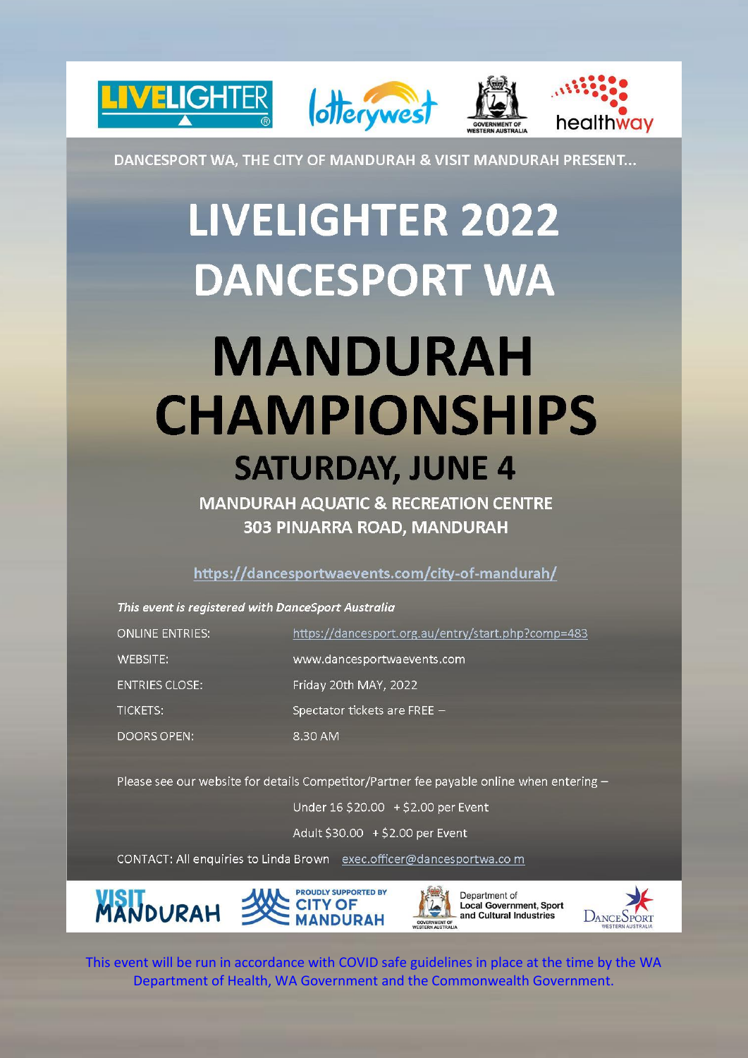DANCESPORT WA, THE CITY OF MANDURAH & VISIT MANDURAH PRESENT...

# LIVELIGHTER 2022 DANCESPORT WA

# MANDURAH CHAMPIONSHIPS

## SATURDAY, JUNE 4

**MANDURAH AQUATIC & RECREATION CENTRE**
**303 PINJARRA ROAD, MANDURAH**

https://dancesportwaevents.com/city-of-mandurah/

*This event is registered with DanceSport Australia*

| | |
|---|---|
| ONLINE ENTRIES: | https://dancesport.org.au/entry/start.php?comp=483 |
| WEBSITE: | www.dancesportwaevents.com |
| ENTRIES CLOSE: | Friday 20th MAY, 2022 |
| TICKETS: | Spectator tickets are FREE – |
| DOORS OPEN: | 8.30 AM |

Please see our website for details Competitor/Partner fee payable online when entering –

Under 16 $20.00 + $2.00 per Event

Adult $30.00 + $2.00 per Event

CONTACT: All enquiries to Linda Brown exec.officer@dancesportwa.co m

This event will be run in accordance with COVID safe guidelines in place at the time by the WA Department of Health, WA Government and the Commonwealth Government.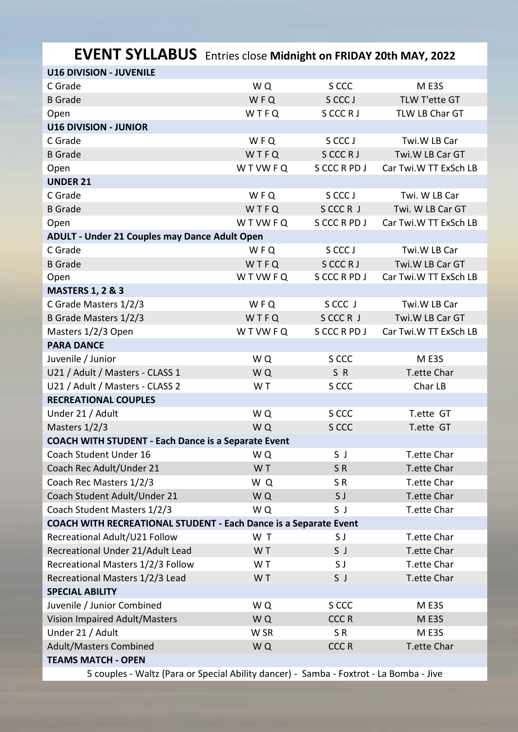# EVENT SYLLABUS

Entries close **Midnight on FRIDAY 20th MAY, 2022**

| | | | |
|---|---|---|---|
| **U16 DIVISION - JUVENILE** | | | |
| C Grade | W Q | S CCC | M E3S |
| B Grade | W F Q | S CCC J | TLW T'ette GT |
| Open | W T F Q | S CCC R J | TLW LB Char GT |
| **U16 DIVISION - JUNIOR** | | | |
| C Grade | W F Q | S CCC J | Twi.W LB Car |
| B Grade | W T F Q | S CCC R J | Twi.W LB Car GT |
| Open | W T VW F Q | S CCC R PD J | Car Twi.W TT ExSch LB |
| **UNDER 21** | | | |
| C Grade | W F Q | S CCC J | Twi. W LB Car |
| B Grade | W T F Q | S CCC R J | Twi. W LB Car GT |
| Open | W T VW F Q | S CCC R PD J | Car Twi.W TT ExSch LB |
| **ADULT - Under 21 Couples may Dance Adult Open** | | | |
| C Grade | W F Q | S CCC J | Twi.W LB Car |
| B Grade | W T F Q | S CCC R J | Twi.W LB Car GT |
| Open | W T VW F Q | S CCC R PD J | Car Twi.W TT ExSch LB |
| **MASTERS 1, 2 & 3** | | | |
| C Grade Masters 1/2/3 | W F Q | S CCC J | Twi.W LB Car |
| B Grade Masters 1/2/3 | W T F Q | S CCC R J | Twi.W LB Car GT |
| Masters 1/2/3 Open | W T VW F Q | S CCC R PD J | Car Twi.W TT ExSch LB |
| **PARA DANCE** | | | |
| Juvenile / Junior | W Q | S CCC | M E3S |
| U21 / Adult / Masters - CLASS 1 | W Q | S R | T.ette Char |
| U21 / Adult / Masters - CLASS 2 | W T | S CCC | Char LB |
| **RECREATIONAL COUPLES** | | | |
| Under 21 / Adult | W Q | S CCC | T.ette GT |
| Masters 1/2/3 | W Q | S CCC | T.ette GT |
| **COACH WITH STUDENT - Each Dance is a Separate Event** | | | |
| Coach Student Under 16 | W Q | S J | T.ette Char |
| Coach Rec Adult/Under 21 | W T | S R | T.ette Char |
| Coach Rec Masters 1/2/3 | W Q | S R | T.ette Char |
| Coach Student Adult/Under 21 | W Q | S J | T.ette Char |
| Coach Student Masters 1/2/3 | W Q | S J | T.ette Char |
| **COACH WITH RECREATIONAL STUDENT - Each Dance is a Separate Event** | | | |
| Recreational Adult/U21 Follow | W T | S J | T.ette Char |
| Recreational Under 21/Adult Lead | W T | S J | T.ette Char |
| Recreational Masters 1/2/3 Follow | W T | S J | T.ette Char |
| Recreational Masters 1/2/3 Lead | W T | S J | T.ette Char |
| **SPECIAL ABILITY** | | | |
| Juvenile / Junior Combined | W Q | S CCC | M E3S |
| Vision Impaired Adult/Masters | W Q | CCC R | M E3S |
| Under 21 / Adult | W SR | S R | M E3S |
| Adult/Masters Combined | W Q | CCC R | T.ette Char |
| **TEAMS MATCH - OPEN** | | | |

5 couples - Waltz (Para or Special Ability dancer) - Samba - Foxtrot - La Bomba - Jive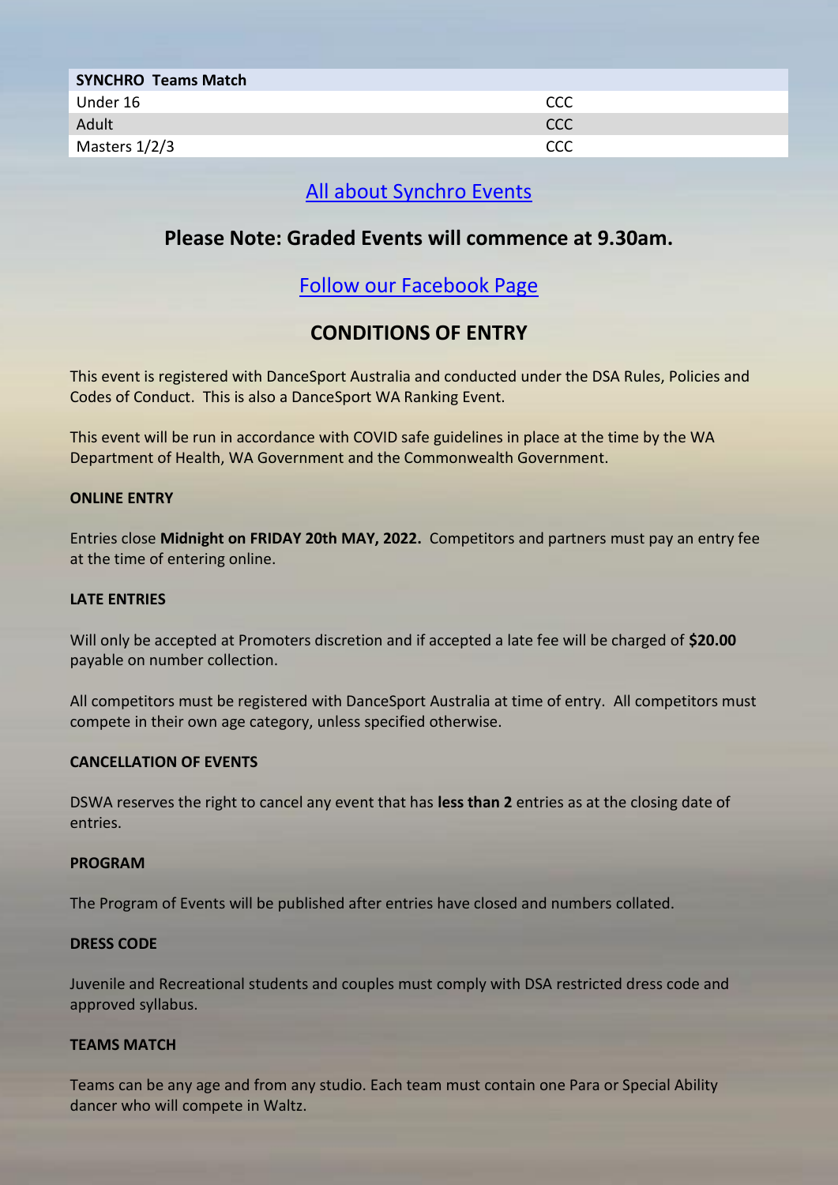| SYNCHRO Teams Match | |
| --- | --- |
| Under 16 | CCC |
| Adult | CCC |
| Masters 1/2/3 | CCC |

All about Synchro Events

**Please Note: Graded Events will commence at 9.30am.**

Follow our Facebook Page

## CONDITIONS OF ENTRY

This event is registered with DanceSport Australia and conducted under the DSA Rules, Policies and Codes of Conduct. This is also a DanceSport WA Ranking Event.

This event will be run in accordance with COVID safe guidelines in place at the time by the WA Department of Health, WA Government and the Commonwealth Government.

**ONLINE ENTRY**

Entries close **Midnight on FRIDAY 20th MAY, 2022.** Competitors and partners must pay an entry fee at the time of entering online.

**LATE ENTRIES**

Will only be accepted at Promoters discretion and if accepted a late fee will be charged of **$20.00** payable on number collection.

All competitors must be registered with DanceSport Australia at time of entry. All competitors must compete in their own age category, unless specified otherwise.

**CANCELLATION OF EVENTS**

DSWA reserves the right to cancel any event that has **less than 2** entries as at the closing date of entries.

**PROGRAM**

The Program of Events will be published after entries have closed and numbers collated.

**DRESS CODE**

Juvenile and Recreational students and couples must comply with DSA restricted dress code and approved syllabus.

**TEAMS MATCH**

Teams can be any age and from any studio. Each team must contain one Para or Special Ability dancer who will compete in Waltz.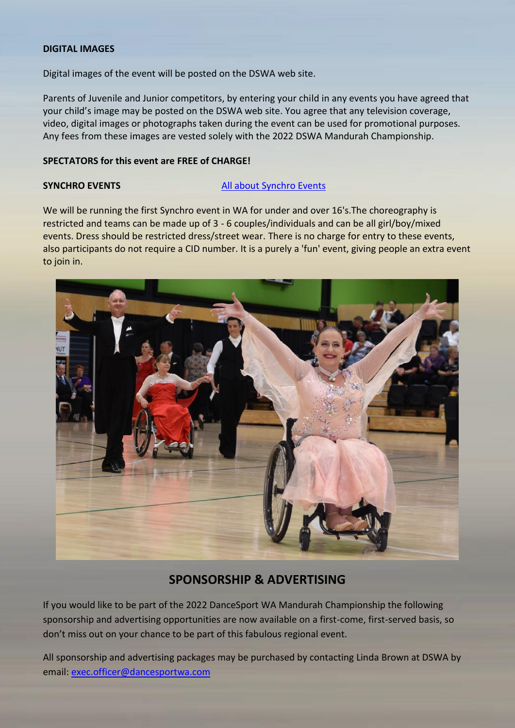**DIGITAL IMAGES**

Digital images of the event will be posted on the DSWA web site.

Parents of Juvenile and Junior competitors, by entering your child in any events you have agreed that your child's image may be posted on the DSWA web site. You agree that any television coverage, video, digital images or photographs taken during the event can be used for promotional purposes. Any fees from these images are vested solely with the 2022 DSWA Mandurah Championship.

**SPECTATORS for this event are FREE of CHARGE!**

**SYNCHRO EVENTS** [All about Synchro Events]

We will be running the first Synchro event in WA for under and over 16's.The choreography is restricted and teams can be made up of 3 - 6 couples/individuals and can be all girl/boy/mixed events. Dress should be restricted dress/street wear. There is no charge for entry to these events, also participants do not require a CID number. It is a purely a 'fun' event, giving people an extra event to join in.

## SPONSORSHIP & ADVERTISING

If you would like to be part of the 2022 DanceSport WA Mandurah Championship the following sponsorship and advertising opportunities are now available on a first-come, first-served basis, so don't miss out on your chance to be part of this fabulous regional event.

All sponsorship and advertising packages may be purchased by contacting Linda Brown at DSWA by email: exec.officer@dancesportwa.com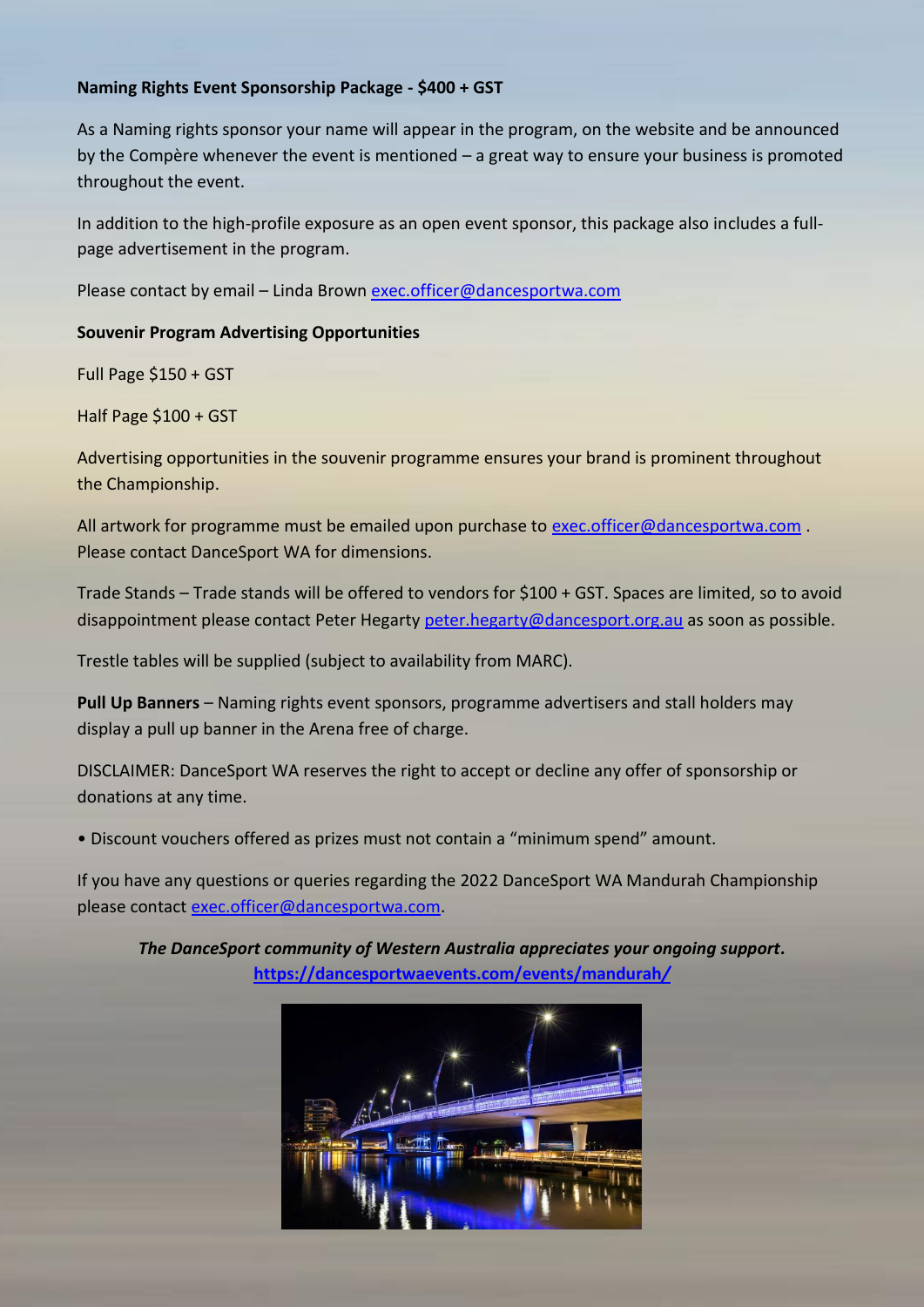**Naming Rights Event Sponsorship Package - $400 + GST**

As a Naming rights sponsor your name will appear in the program, on the website and be announced by the Compère whenever the event is mentioned – a great way to ensure your business is promoted throughout the event.

In addition to the high-profile exposure as an open event sponsor, this package also includes a full-page advertisement in the program.

Please contact by email – Linda Brown exec.officer@dancesportwa.com

**Souvenir Program Advertising Opportunities**

Full Page $150 + GST

Half Page $100 + GST

Advertising opportunities in the souvenir programme ensures your brand is prominent throughout the Championship.

All artwork for programme must be emailed upon purchase to exec.officer@dancesportwa.com . Please contact DanceSport WA for dimensions.

Trade Stands – Trade stands will be offered to vendors for $100 + GST. Spaces are limited, so to avoid disappointment please contact Peter Hegarty peter.hegarty@dancesport.org.au as soon as possible.

Trestle tables will be supplied (subject to availability from MARC).

**Pull Up Banners** – Naming rights event sponsors, programme advertisers and stall holders may display a pull up banner in the Arena free of charge.

DISCLAIMER: DanceSport WA reserves the right to accept or decline any offer of sponsorship or donations at any time.

- Discount vouchers offered as prizes must not contain a "minimum spend" amount.

If you have any questions or queries regarding the 2022 DanceSport WA Mandurah Championship please contact exec.officer@dancesportwa.com.

***The DanceSport community of Western Australia appreciates your ongoing support.***
**https://dancesportwaevents.com/events/mandurah/**